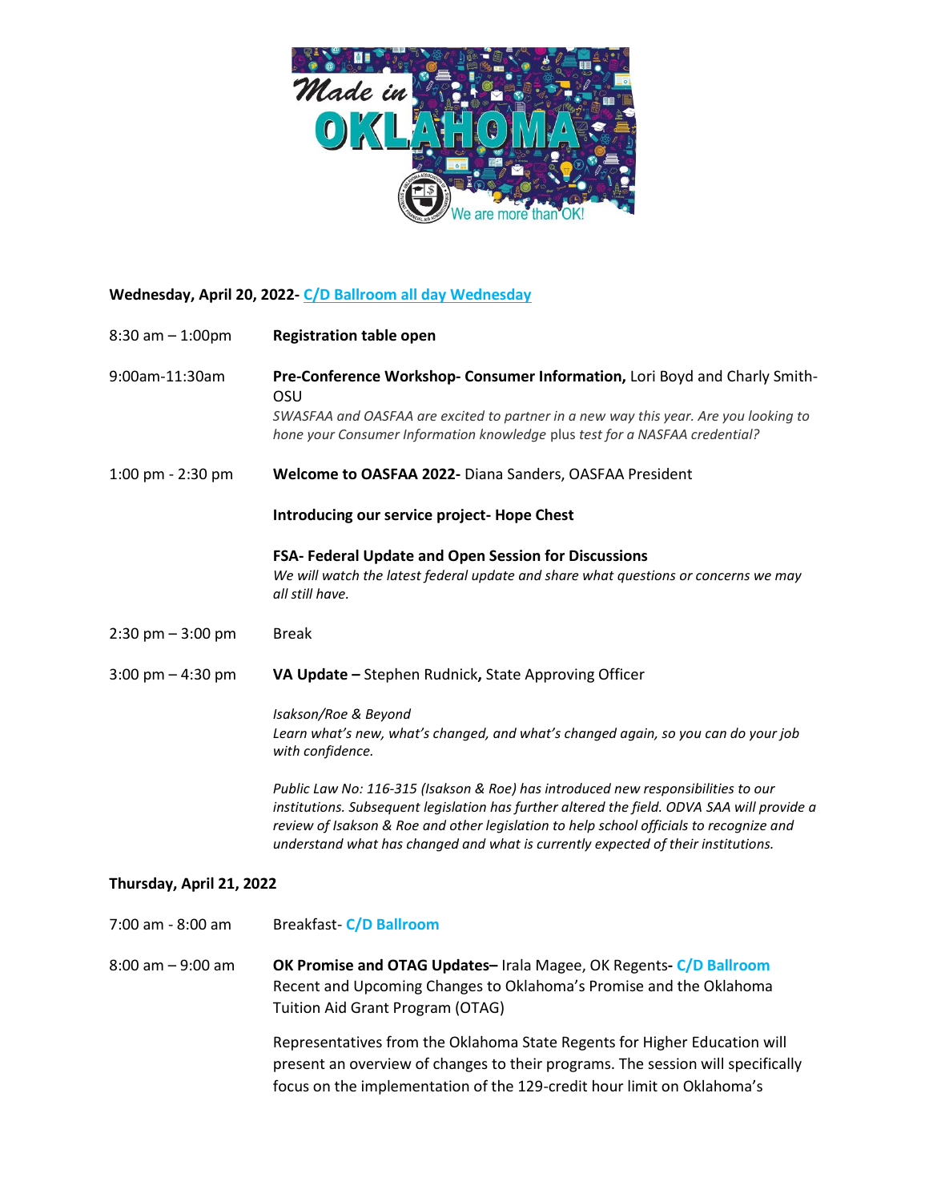**Wednesday, April 20, 2022- C/D Ballroom all day Wednesday**

| | |
|---|---|
| 8:30 am – 1:00pm | **Registration table open** |
| 9:00am-11:30am | **Pre-Conference Workshop- Consumer Information,** Lori Boyd and Charly Smith-OSU<br>*SWASFAA and OASFAA are excited to partner in a new way this year. Are you looking to hone your Consumer Information knowledge* plus *test for a NASFAA credential?* |
| 1:00 pm - 2:30 pm | **Welcome to OASFAA 2022-** Diana Sanders, OASFAA President<br><br>**Introducing our service project- Hope Chest**<br><br>**FSA- Federal Update and Open Session for Discussions**<br>*We will watch the latest federal update and share what questions or concerns we may all still have.* |
| 2:30 pm – 3:00 pm | Break |
| 3:00 pm – 4:30 pm | **VA Update –** Stephen Rudnick**,** State Approving Officer<br><br>*Isakson/Roe & Beyond*<br>*Learn what's new, what's changed, and what's changed again, so you can do your job with confidence.*<br><br>*Public Law No: 116-315 (Isakson & Roe) has introduced new responsibilities to our institutions. Subsequent legislation has further altered the field. ODVA SAA will provide a review of Isakson & Roe and other legislation to help school officials to recognize and understand what has changed and what is currently expected of their institutions.* |

**Thursday, April 21, 2022**

| | |
|---|---|
| 7:00 am - 8:00 am | Breakfast- **C/D Ballroom** |
| 8:00 am – 9:00 am | **OK Promise and OTAG Updates–** Irala Magee, OK Regents**- C/D Ballroom**<br>Recent and Upcoming Changes to Oklahoma's Promise and the Oklahoma Tuition Aid Grant Program (OTAG)<br><br>Representatives from the Oklahoma State Regents for Higher Education will present an overview of changes to their programs. The session will specifically focus on the implementation of the 129-credit hour limit on Oklahoma's |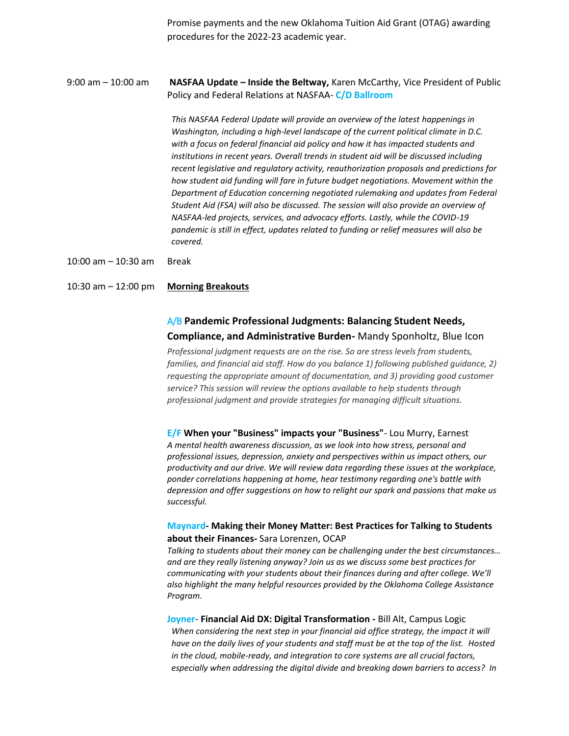Promise payments and the new Oklahoma Tuition Aid Grant (OTAG) awarding procedures for the 2022-23 academic year.

9:00 am – 10:00 am **NASFAA Update – Inside the Beltway,** Karen McCarthy, Vice President of Public Policy and Federal Relations at NASFAA- **C/D Ballroom**

*This NASFAA Federal Update will provide an overview of the latest happenings in Washington, including a high-level landscape of the current political climate in D.C. with a focus on federal financial aid policy and how it has impacted students and institutions in recent years. Overall trends in student aid will be discussed including recent legislative and regulatory activity, reauthorization proposals and predictions for how student aid funding will fare in future budget negotiations. Movement within the Department of Education concerning negotiated rulemaking and updates from Federal Student Aid (FSA) will also be discussed. The session will also provide an overview of NASFAA-led projects, services, and advocacy efforts. Lastly, while the COVID-19 pandemic is still in effect, updates related to funding or relief measures will also be covered.*

10:00 am – 10:30 am Break

10:30 am – 12:00 pm **Morning Breakouts**

A/B **Pandemic Professional Judgments: Balancing Student Needs, Compliance, and Administrative Burden-** Mandy Sponholtz, Blue Icon

*Professional judgment requests are on the rise. So are stress levels from students, families, and financial aid staff. How do you balance 1) following published guidance, 2) requesting the appropriate amount of documentation, and 3) providing good customer service? This session will review the options available to help students through professional judgment and provide strategies for managing difficult situations.*

**E/F When your "Business" impacts your "Business"**- Lou Murry, Earnest

*A mental health awareness discussion, as we look into how stress, personal and professional issues, depression, anxiety and perspectives within us impact others, our productivity and our drive. We will review data regarding these issues at the workplace, ponder correlations happening at home, hear testimony regarding one's battle with depression and offer suggestions on how to relight our spark and passions that make us successful.*

**Maynard- Making their Money Matter: Best Practices for Talking to Students about their Finances-** Sara Lorenzen, OCAP

*Talking to students about their money can be challenging under the best circumstances… and are they really listening anyway? Join us as we discuss some best practices for communicating with your students about their finances during and after college. We'll also highlight the many helpful resources provided by the Oklahoma College Assistance Program.*

**Joyner- Financial Aid DX: Digital Transformation -** Bill Alt, Campus Logic

*When considering the next step in your financial aid office strategy, the impact it will have on the daily lives of your students and staff must be at the top of the list. Hosted in the cloud, mobile-ready, and integration to core systems are all crucial factors, especially when addressing the digital divide and breaking down barriers to access? In*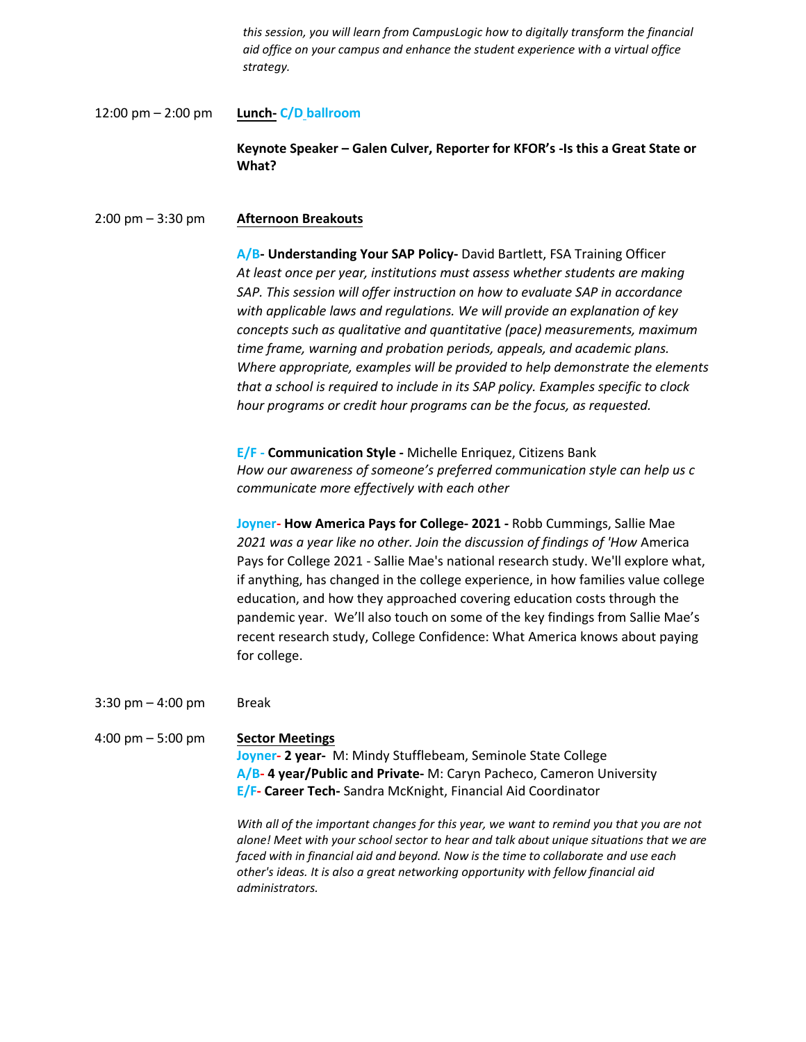*this session, you will learn from CampusLogic how to digitally transform the financial aid office on your campus and enhance the student experience with a virtual office strategy.*

12:00 pm – 2:00 pm **Lunch- C/D ballroom**

**Keynote Speaker – Galen Culver, Reporter for KFOR's -Is this a Great State or What?**

2:00 pm – 3:30 pm **Afternoon Breakouts**

**A/B- Understanding Your SAP Policy-** David Bartlett, FSA Training Officer
*At least once per year, institutions must assess whether students are making SAP. This session will offer instruction on how to evaluate SAP in accordance with applicable laws and regulations. We will provide an explanation of key concepts such as qualitative and quantitative (pace) measurements, maximum time frame, warning and probation periods, appeals, and academic plans. Where appropriate, examples will be provided to help demonstrate the elements that a school is required to include in its SAP policy. Examples specific to clock hour programs or credit hour programs can be the focus, as requested.*

**E/F - Communication Style -** Michelle Enriquez, Citizens Bank
*How our awareness of someone's preferred communication style can help us c communicate more effectively with each other*

**Joyner- How America Pays for College- 2021 -** Robb Cummings, Sallie Mae
*2021 was a year like no other. Join the discussion of findings of 'How* America Pays for College 2021 - Sallie Mae's national research study. We'll explore what, if anything, has changed in the college experience, in how families value college education, and how they approached covering education costs through the pandemic year. We'll also touch on some of the key findings from Sallie Mae's recent research study, College Confidence: What America knows about paying for college.

3:30 pm – 4:00 pm Break

4:00 pm – 5:00 pm **Sector Meetings**
**Joyner- 2 year-** M: Mindy Stufflebeam, Seminole State College
**A/B- 4 year/Public and Private-** M: Caryn Pacheco, Cameron University
**E/F- Career Tech-** Sandra McKnight, Financial Aid Coordinator

*With all of the important changes for this year, we want to remind you that you are not alone! Meet with your school sector to hear and talk about unique situations that we are faced with in financial aid and beyond. Now is the time to collaborate and use each other's ideas. It is also a great networking opportunity with fellow financial aid administrators.*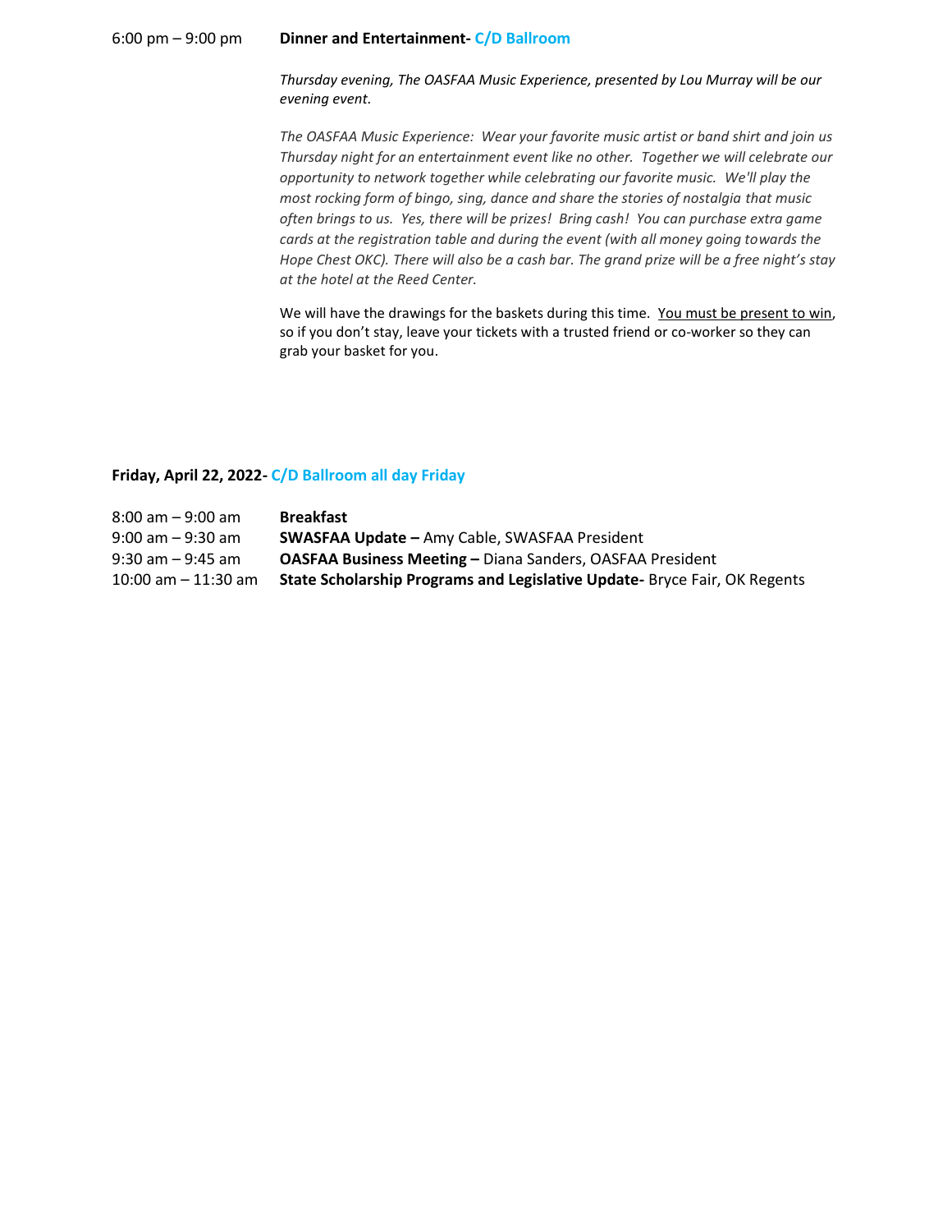6:00 pm – 9:00 pm **Dinner and Entertainment- C/D Ballroom**

*Thursday evening, The OASFAA Music Experience, presented by Lou Murray will be our evening event.*

*The OASFAA Music Experience: Wear your favorite music artist or band shirt and join us Thursday night for an entertainment event like no other. Together we will celebrate our opportunity to network together while celebrating our favorite music. We'll play the most rocking form of bingo, sing, dance and share the stories of nostalgia that music often brings to us. Yes, there will be prizes! Bring cash! You can purchase extra game cards at the registration table and during the event (with all money going towards the Hope Chest OKC). There will also be a cash bar. The grand prize will be a free night's stay at the hotel at the Reed Center.*

We will have the drawings for the baskets during this time. <u>You must be present to win</u>, so if you don't stay, leave your tickets with a trusted friend or co-worker so they can grab your basket for you.

**Friday, April 22, 2022- C/D Ballroom all day Friday**

| | |
|---|---|
| 8:00 am – 9:00 am | **Breakfast** |
| 9:00 am – 9:30 am | **SWASFAA Update –** Amy Cable, SWASFAA President |
| 9:30 am – 9:45 am | **OASFAA Business Meeting –** Diana Sanders, OASFAA President |
| 10:00 am – 11:30 am | **State Scholarship Programs and Legislative Update-** Bryce Fair, OK Regents |